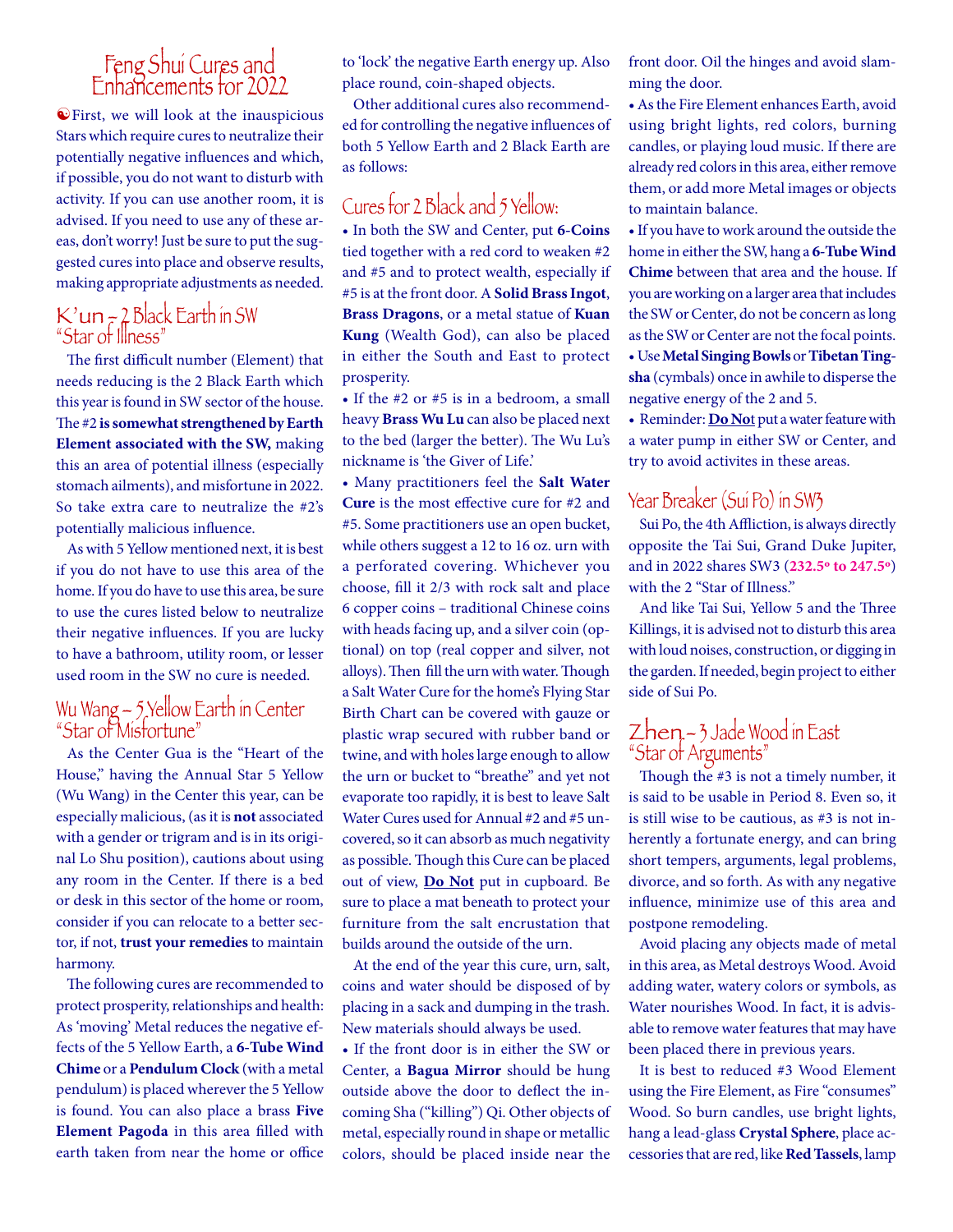# Feng Shui Cures and Enhancements for 2022

☯First, we will look at the inauspicious Stars which require cures to neutralize their potentially negative influences and which, if possible, you do not want to disturb with activity. If you can use another room, it is advised. If you need to use any of these areas, don't worry! Just be sure to put the suggested cures into place and observe results, making appropriate adjustments as needed.

## K'un ~ 2 Black Earth in SW "Star of Illness"

The first difficult number (Element) that needs reducing is the 2 Black Earth which this year is found in SW sector of the house. The #2 **is somewhat strengthened by Earth Element associated with the SW,** making this an area of potential illness (especially stomach ailments), and misfortune in 2022. So take extra care to neutralize the #2's potentially malicious influence.

As with 5 Yellow mentioned next, it is best if you do not have to use this area of the home. If you do have to use this area, be sure to use the cures listed below to neutralize their negative influences. If you are lucky to have a bathroom, utility room, or lesser used room in the SW no cure is needed.

## Wu Wang ~ 5 Yellow Earth in Center "Star of Misfortune"

As the Center Gua is the "Heart of the House," having the Annual Star 5 Yellow (Wu Wang) in the Center this year, can be especially malicious, (as it is **not** associated with a gender or trigram and is in its original Lo Shu position), cautions about using any room in the Center. If there is a bed or desk in this sector of the home or room, consider if you can relocate to a better sector, if not, **trust your remedies** to maintain harmony.

The following cures are recommended to protect prosperity, relationships and health: As 'moving' Metal reduces the negative effects of the 5 Yellow Earth, a **6-Tube Wind Chime** or a **Pendulum Clock** (with a metal pendulum) is placed wherever the 5 Yellow is found. You can also place a brass **Five Element Pagoda** in this area filled with earth taken from near the home or office to 'lock' the negative Earth energy up. Also place round, coin-shaped objects.

Other additional cures also recommended for controlling the negative influences of both 5 Yellow Earth and 2 Black Earth are as follows:

## Cures for 2 Black and 5 Yellow:

• In both the SW and Center, put **6-Coins** tied together with a red cord to weaken #2 and #5 and to protect wealth, especially if #5 is at the front door. A **Solid Brass Ingot**, **Brass Dragons**, or a metal statue of **Kuan Kung** (Wealth God), can also be placed in either the South and East to protect prosperity.

• If the #2 or #5 is in a bedroom, a small heavy **Brass Wu Lu** can also be placed next to the bed (larger the better). The Wu Lu's nickname is 'the Giver of Life.'

• Many practitioners feel the **Salt Water Cure** is the most effective cure for #2 and #5. Some practitioners use an open bucket, while others suggest a 12 to 16 oz. urn with a perforated covering. Whichever you choose, fill it 2/3 with rock salt and place 6 copper coins – traditional Chinese coins with heads facing up, and a silver coin (optional) on top (real copper and silver, not alloys). Then fill the urn with water. Though a Salt Water Cure for the home's Flying Star Birth Chart can be covered with gauze or plastic wrap secured with rubber band or twine, and with holes large enough to allow the urn or bucket to "breathe" and yet not evaporate too rapidly, it is best to leave Salt Water Cures used for Annual #2 and #5 uncovered, so it can absorb as much negativity as possible. Though this Cure can be placed out of view, **<u>Do Not</u>** put in cupboard. Be sure to place a mat beneath to protect your furniture from the salt encrustation that builds around the outside of the urn.

At the end of the year this cure, urn, salt, coins and water should be disposed of by placing in a sack and dumping in the trash. New materials should always be used.

• If the front door is in either the SW or Center, a **Bagua Mirror** should be hung outside above the door to deflect the incoming Sha ("killing") Qi. Other objects of metal, especially round in shape or metallic colors, should be placed inside near the front door. Oil the hinges and avoid slamming the door.

• As the Fire Element enhances Earth, avoid using bright lights, red colors, burning candles, or playing loud music. If there are already red colors in this area, either remove them, or add more Metal images or objects to maintain balance.

• If you have to work around the outside the home in either the SW, hang a **6-Tube Wind Chime** between that area and the house. If you are working on a larger area that includes the SW or Center, do not be concern as long as the SW or Center are not the focal points.

• Use **Metal Singing Bowls** or **Tibetan Tingsha** (cymbals) once in awhile to disperse the negative energy of the 2 and 5.

• Reminder: **<u>Do Not</u>** put a water feature with a water pump in either SW or Center, and try to avoid activites in these areas.

## Year Breaker (Sui Po) in SW3

Sui Po, the 4th Affliction, is always directly opposite the Tai Sui, Grand Duke Jupiter, and in 2022 shares SW3 (**232.5º to 247.5º**) with the 2 "Star of Illness."

And like Tai Sui, Yellow 5 and the Three Killings, it is advised not to disturb this area with loud noises, construction, or digging in the garden. If needed, begin project to either side of Sui Po.

## Zhen ~ 3 Jade Wood in East "Star of Arguments"

Though the #3 is not a timely number, it is said to be usable in Period 8. Even so, it is still wise to be cautious, as #3 is not inherently a fortunate energy, and can bring short tempers, arguments, legal problems, divorce, and so forth. As with any negative influence, minimize use of this area and postpone remodeling.

Avoid placing any objects made of metal in this area, as Metal destroys Wood. Avoid adding water, watery colors or symbols, as Water nourishes Wood. In fact, it is advisable to remove water features that may have been placed there in previous years.

It is best to reduced #3 Wood Element using the Fire Element, as Fire "consumes" Wood. So burn candles, use bright lights, hang a lead-glass **Crystal Sphere**, place accessories that are red, like **Red Tassels**, lamp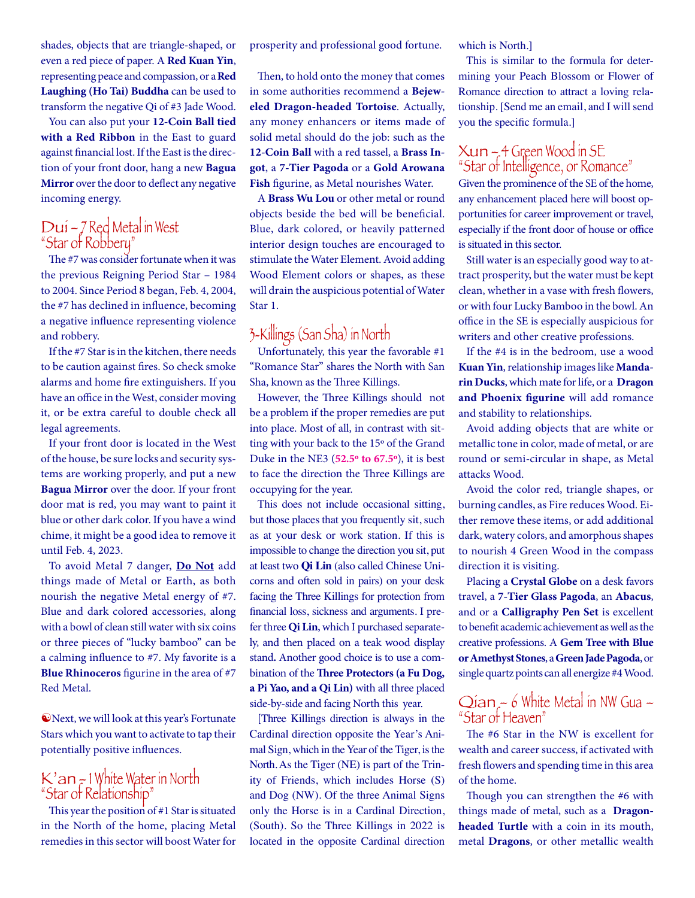shades, objects that are triangle-shaped, or even a red piece of paper. A **Red Kuan Yin**, representing peace and compassion, or a **Red Laughing (Ho Tai) Buddha** can be used to transform the negative Qi of #3 Jade Wood.

You can also put your **12-Coin Ball tied with a Red Ribbon** in the East to guard against financial lost. If the East is the direction of your front door, hang a new **Bagua Mirror** over the door to deflect any negative incoming energy.

## Dui – 7 Red Metal in West "Star of Robbery"

The #7 was consider fortunate when it was the previous Reigning Period Star – 1984 to 2004. Since Period 8 began, Feb. 4, 2004, the #7 has declined in influence, becoming a negative influence representing violence and robbery.

If the #7 Star is in the kitchen, there needs to be caution against fires. So check smoke alarms and home fire extinguishers. If you have an office in the West, consider moving it, or be extra careful to double check all legal agreements.

If your front door is located in the West of the house, be sure locks and security systems are working properly, and put a new **Bagua Mirror** over the door. If your front door mat is red, you may want to paint it blue or other dark color. If you have a wind chime, it might be a good idea to remove it until Feb. 4, 2023.

To avoid Metal 7 danger, **Do Not** add things made of Metal or Earth, as both nourish the negative Metal energy of #7. Blue and dark colored accessories, along with a bowl of clean still water with six coins or three pieces of "lucky bamboo" can be a calming influence to #7. My favorite is a **Blue Rhinoceros** figurine in the area of #7 Red Metal.

☯Next, we will look at this year's Fortunate Stars which you want to activate to tap their potentially positive influences.

## K'an – 1 White Water in North "Star of Relationship"

This year the position of #1 Star is situated in the North of the home, placing Metal remedies in this sector will boost Water for prosperity and professional good fortune.

Then, to hold onto the money that comes in some authorities recommend a **Bejeweled Dragon-headed Tortoise**. Actually, any money enhancers or items made of solid metal should do the job: such as the **12-Coin Ball** with a red tassel, a **Brass Ingot**, a **7-Tier Pagoda** or a **Gold Arowana Fish** figurine, as Metal nourishes Water.

A **Brass Wu Lou** or other metal or round objects beside the bed will be beneficial. Blue, dark colored, or heavily patterned interior design touches are encouraged to stimulate the Water Element. Avoid adding Wood Element colors or shapes, as these will drain the auspicious potential of Water Star 1.

## 3-Killings (San Sha) in North

Unfortunately, this year the favorable #1 "Romance Star" shares the North with San Sha, known as the Three Killings.

However, the Three Killings should not be a problem if the proper remedies are put into place. Most of all, in contrast with sitting with your back to the 15º of the Grand Duke in the NE3 (**52.5º to 67.5º**), it is best to face the direction the Three Killings are occupying for the year.

This does not include occasional sitting, but those places that you frequently sit, such as at your desk or work station. If this is impossible to change the direction you sit, put at least two **Qi Lin** (also called Chinese Unicorns and often sold in pairs) on your desk facing the Three Killings for protection from financial loss, sickness and arguments. I prefer three **Qi Lin**, which I purchased separately, and then placed on a teak wood display stand**.** Another good choice is to use a combination of the **Three Protectors (a Fu Dog, a Pi Yao, and a Qi Lin)** with all three placed side-by-side and facing North this year.

[Three Killings direction is always in the Cardinal direction opposite the Year's Animal Sign, which in the Year of the Tiger, is the North. As the Tiger (NE) is part of the Trinity of Friends, which includes Horse (S) and Dog (NW). Of the three Animal Signs only the Horse is in a Cardinal Direction, (South). So the Three Killings in 2022 is located in the opposite Cardinal direction which is North.]

This is similar to the formula for determining your Peach Blossom or Flower of Romance direction to attract a loving relationship. [Send me an email, and I will send you the specific formula.]

## Xun – 4 Green Wood in SE "Star of Intelligence, or Romance"

Given the prominence of the SE of the home, any enhancement placed here will boost opportunities for career improvement or travel, especially if the front door of house or office is situated in this sector.

Still water is an especially good way to attract prosperity, but the water must be kept clean, whether in a vase with fresh flowers, or with four Lucky Bamboo in the bowl. An office in the SE is especially auspicious for writers and other creative professions.

If the #4 is in the bedroom, use a wood **Kuan Yin**, relationship images like **Mandarin Ducks**, which mate for life, or a **Dragon and Phoenix figurine** will add romance and stability to relationships.

Avoid adding objects that are white or metallic tone in color, made of metal, or are round or semi-circular in shape, as Metal attacks Wood.

Avoid the color red, triangle shapes, or burning candles, as Fire reduces Wood. Either remove these items, or add additional dark, watery colors, and amorphous shapes to nourish 4 Green Wood in the compass direction it is visiting.

Placing a **Crystal Globe** on a desk favors travel, a **7-Tier Glass Pagoda**, an **Abacus**, and or a **Calligraphy Pen Set** is excellent to benefit academic achievement as well as the creative professions. A **Gem Tree with Blue or Amethyst Stones**, a **Green Jade Pagoda**, or single quartz points can all energize #4 Wood.

## Qian – 6 White Metal in NW Gua – "Star of Heaven"

The #6 Star in the NW is excellent for wealth and career success, if activated with fresh flowers and spending time in this area of the home.

Though you can strengthen the #6 with things made of metal, such as a **Dragon-headed Turtle** with a coin in its mouth, metal **Dragons**, or other metallic wealth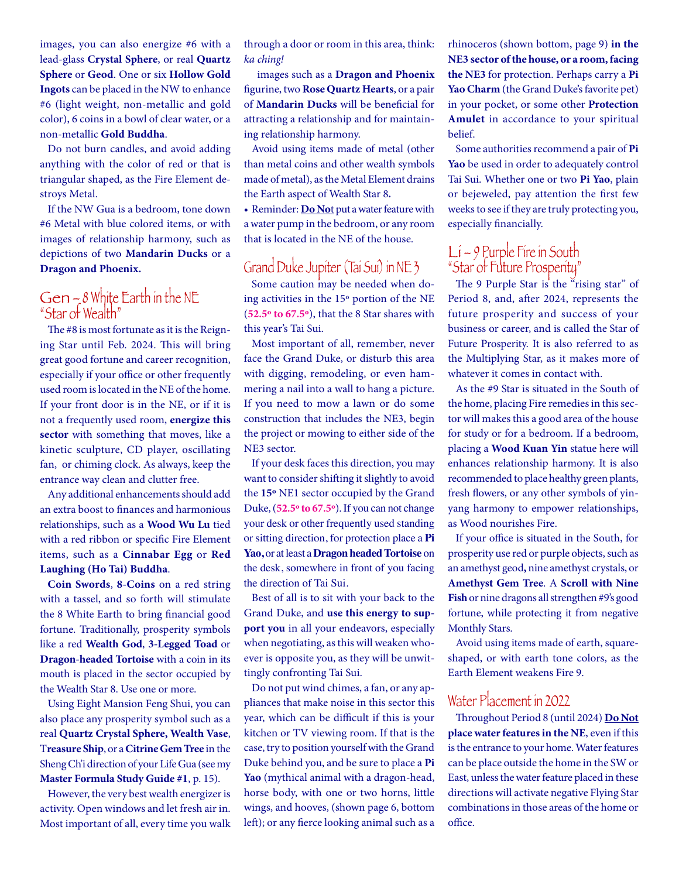images, you can also energize #6 with a lead-glass **Crystal Sphere**, or real **Quartz Sphere** or **Geod**. One or six **Hollow Gold Ingots** can be placed in the NW to enhance #6 (light weight, non-metallic and gold color), 6 coins in a bowl of clear water, or a non-metallic **Gold Buddha**.

Do not burn candles, and avoid adding anything with the color of red or that is triangular shaped, as the Fire Element destroys Metal.

If the NW Gua is a bedroom, tone down #6 Metal with blue colored items, or with images of relationship harmony, such as depictions of two **Mandarin Ducks** or a **Dragon and Phoenix.**

## Gen – 8 White Earth in the NE "Star of Wealth"

The #8 is most fortunate as it is the Reigning Star until Feb. 2024. This will bring great good fortune and career recognition, especially if your office or other frequently used room is located in the NE of the home. If your front door is in the NE, or if it is not a frequently used room, **energize this sector** with something that moves, like a kinetic sculpture, CD player, oscillating fan, or chiming clock. As always, keep the entrance way clean and clutter free.

Any additional enhancements should add an extra boost to finances and harmonious relationships, such as a **Wood Wu Lu** tied with a red ribbon or specific Fire Element items, such as a **Cinnabar Egg** or **Red Laughing (Ho Tai) Buddha**.

**Coin Swords**, **8-Coins** on a red string with a tassel, and so forth will stimulate the 8 White Earth to bring financial good fortune. Traditionally, prosperity symbols like a red **Wealth God**, **3-Legged Toad** or **Dragon-headed Tortoise** with a coin in its mouth is placed in the sector occupied by the Wealth Star 8. Use one or more.

Using Eight Mansion Feng Shui, you can also place any prosperity symbol such as a real **Quartz Crystal Sphere, Wealth Vase**, T**reasure Ship**, or a **Citrine Gem Tree** in the Sheng Ch'i direction of your Life Gua (see my **Master Formula Study Guide #1**, p. 15).

However, the very best wealth energizer is activity. Open windows and let fresh air in. Most important of all, every time you walk through a door or room in this area, think: *ka ching!*

images such as a **Dragon and Phoenix** figurine, two **Rose Quartz Hearts**, or a pair of **Mandarin Ducks** will be beneficial for attracting a relationship and for maintaining relationship harmony.

Avoid using items made of metal (other than metal coins and other wealth symbols made of metal), as the Metal Element drains the Earth aspect of Wealth Star 8**.**

• Reminder: **Do No**t put a water feature with a water pump in the bedroom, or any room that is located in the NE of the house.

## Grand Duke Jupiter (Tai Sui) in NE 3

Some caution may be needed when doing activities in the 15º portion of the NE (**52.5º to 67.5º**), that the 8 Star shares with this year's Tai Sui.

Most important of all, remember, never face the Grand Duke, or disturb this area with digging, remodeling, or even hammering a nail into a wall to hang a picture. If you need to mow a lawn or do some construction that includes the NE3, begin the project or mowing to either side of the NE3 sector.

If your desk faces this direction, you may want to consider shifting it slightly to avoid the **15º** NE1 sector occupied by the Grand Duke, (**52.5º to 67.5º**). If you can not change your desk or other frequently used standing or sitting direction, for protection place a **Pi Yao,** or at least a **Dragon headed Tortoise** on the desk, somewhere in front of you facing the direction of Tai Sui.

Best of all is to sit with your back to the Grand Duke, and **use this energy to support you** in all your endeavors, especially when negotiating, as this will weaken whoever is opposite you, as they will be unwittingly confronting Tai Sui.

Do not put wind chimes, a fan, or any appliances that make noise in this sector this year, which can be difficult if this is your kitchen or TV viewing room. If that is the case, try to position yourself with the Grand Duke behind you, and be sure to place a **Pi Yao** (mythical animal with a dragon-head, horse body, with one or two horns, little wings, and hooves, (shown page 6, bottom left); or any fierce looking animal such as a rhinoceros (shown bottom, page 9) **in the NE3 sector of the house, or a room, facing the NE3** for protection. Perhaps carry a **Pi Yao Charm** (the Grand Duke's favorite pet) in your pocket, or some other **Protection Amulet** in accordance to your spiritual belief.

Some authorities recommend a pair of **Pi Yao** be used in order to adequately control Tai Sui. Whether one or two **Pi Yao**, plain or bejeweled, pay attention the first few weeks to see if they are truly protecting you, especially financially.

## Li – 9 Purple Fire in South "Star of Future Prosperity"

The 9 Purple Star is the "rising star" of Period 8, and, after 2024, represents the future prosperity and success of your business or career, and is called the Star of Future Prosperity. It is also referred to as the Multiplying Star, as it makes more of whatever it comes in contact with.

As the #9 Star is situated in the South of the home, placing Fire remedies in this sector will makes this a good area of the house for study or for a bedroom. If a bedroom, placing a **Wood Kuan Yin** statue here will enhances relationship harmony. It is also recommended to place healthy green plants, fresh flowers, or any other symbols of yin-yang harmony to empower relationships, as Wood nourishes Fire.

If your office is situated in the South, for prosperity use red or purple objects, such as an amethyst geod**,** nine amethyst crystals, or **Amethyst Gem Tree**. A **Scroll with Nine Fish** or nine dragons all strengthen #9's good fortune, while protecting it from negative Monthly Stars.

Avoid using items made of earth, square-shaped, or with earth tone colors, as the Earth Element weakens Fire 9.

## Water Placement in 2022

Throughout Period 8 (until 2024) **Do Not place water features in the NE**, even if this is the entrance to your home. Water features can be place outside the home in the SW or East, unless the water feature placed in these directions will activate negative Flying Star combinations in those areas of the home or office.